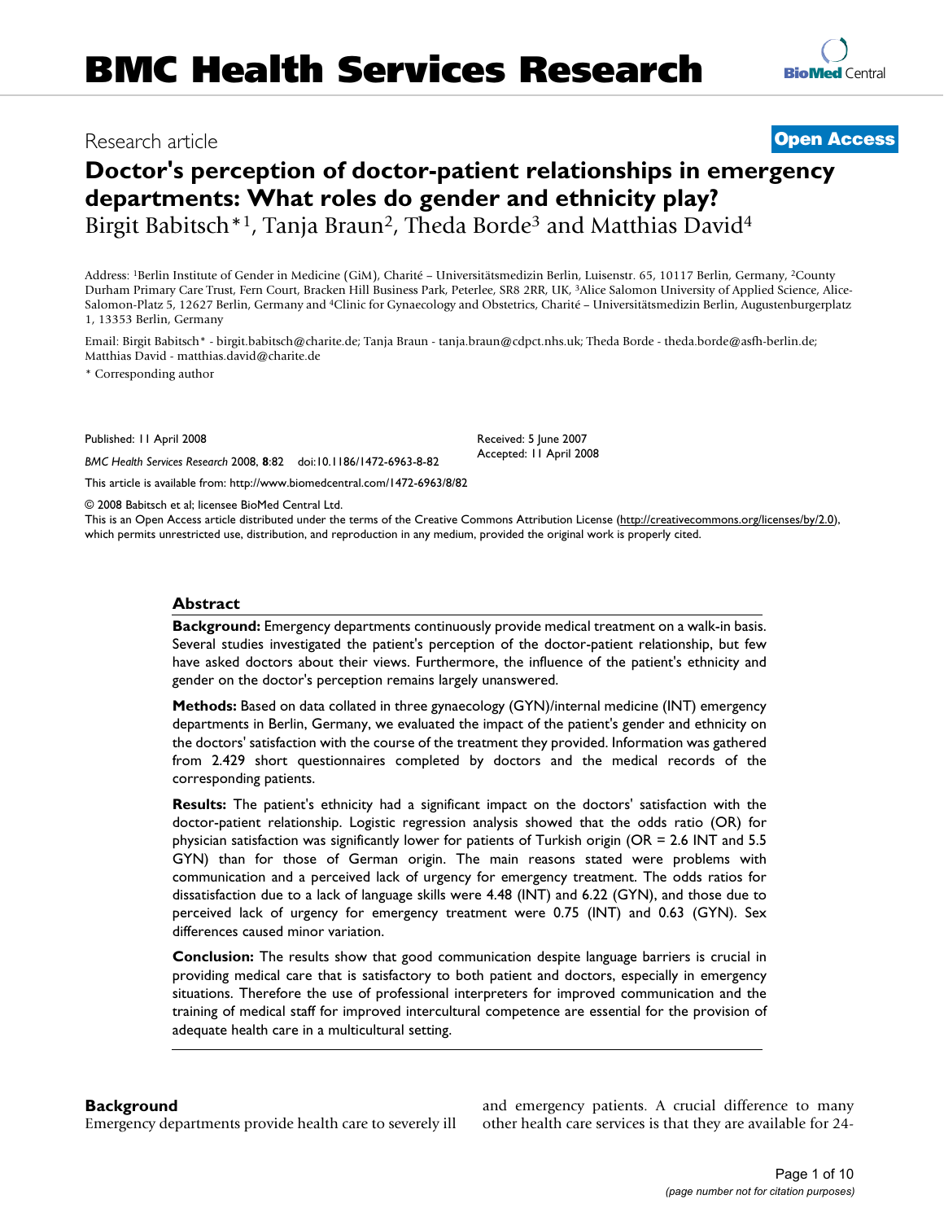# BMC Health Services Research

Research article

**Open Access**

# Doctor's perception of doctor-patient relationships in emergency departments: What roles do gender and ethnicity play?

Birgit Babitsch*[1], Tanja Braun[2], Theda Borde[3] and Matthias David[4]

Address: [1]Berlin Institute of Gender in Medicine (GiM), Charité – Universitätsmedizin Berlin, Luisenstr. 65, 10117 Berlin, Germany, [2]County Durham Primary Care Trust, Fern Court, Bracken Hill Business Park, Peterlee, SR8 2RR, UK, [3]Alice Salomon University of Applied Science, Alice-Salomon-Platz 5, 12627 Berlin, Germany and [4]Clinic for Gynaecology and Obstetrics, Charité – Universitätsmedizin Berlin, Augustenburgerplatz 1, 13353 Berlin, Germany

Email: Birgit Babitsch* - birgit.babitsch@charite.de; Tanja Braun - tanja.braun@cdpct.nhs.uk; Theda Borde - theda.borde@asfh-berlin.de; Matthias David - matthias.david@charite.de

\* Corresponding author

Published: 11 April 2008

*BMC Health Services Research* 2008, **8**:82 doi:10.1186/1472-6963-8-82

Received: 5 June 2007
Accepted: 11 April 2008

This article is available from: http://www.biomedcentral.com/1472-6963/8/82

© 2008 Babitsch et al; licensee BioMed Central Ltd.
This is an Open Access article distributed under the terms of the Creative Commons Attribution License (http://creativecommons.org/licenses/by/2.0), which permits unrestricted use, distribution, and reproduction in any medium, provided the original work is properly cited.

## Abstract

**Background:** Emergency departments continuously provide medical treatment on a walk-in basis. Several studies investigated the patient's perception of the doctor-patient relationship, but few have asked doctors about their views. Furthermore, the influence of the patient's ethnicity and gender on the doctor's perception remains largely unanswered.

**Methods:** Based on data collated in three gynaecology (GYN)/internal medicine (INT) emergency departments in Berlin, Germany, we evaluated the impact of the patient's gender and ethnicity on the doctors' satisfaction with the course of the treatment they provided. Information was gathered from 2.429 short questionnaires completed by doctors and the medical records of the corresponding patients.

**Results:** The patient's ethnicity had a significant impact on the doctors' satisfaction with the doctor-patient relationship. Logistic regression analysis showed that the odds ratio (OR) for physician satisfaction was significantly lower for patients of Turkish origin (OR = 2.6 INT and 5.5 GYN) than for those of German origin. The main reasons stated were problems with communication and a perceived lack of urgency for emergency treatment. The odds ratios for dissatisfaction due to a lack of language skills were 4.48 (INT) and 6.22 (GYN), and those due to perceived lack of urgency for emergency treatment were 0.75 (INT) and 0.63 (GYN). Sex differences caused minor variation.

**Conclusion:** The results show that good communication despite language barriers is crucial in providing medical care that is satisfactory to both patient and doctors, especially in emergency situations. Therefore the use of professional interpreters for improved communication and the training of medical staff for improved intercultural competence are essential for the provision of adequate health care in a multicultural setting.

## Background

Emergency departments provide health care to severely ill and emergency patients. A crucial difference to many other health care services is that they are available for 24-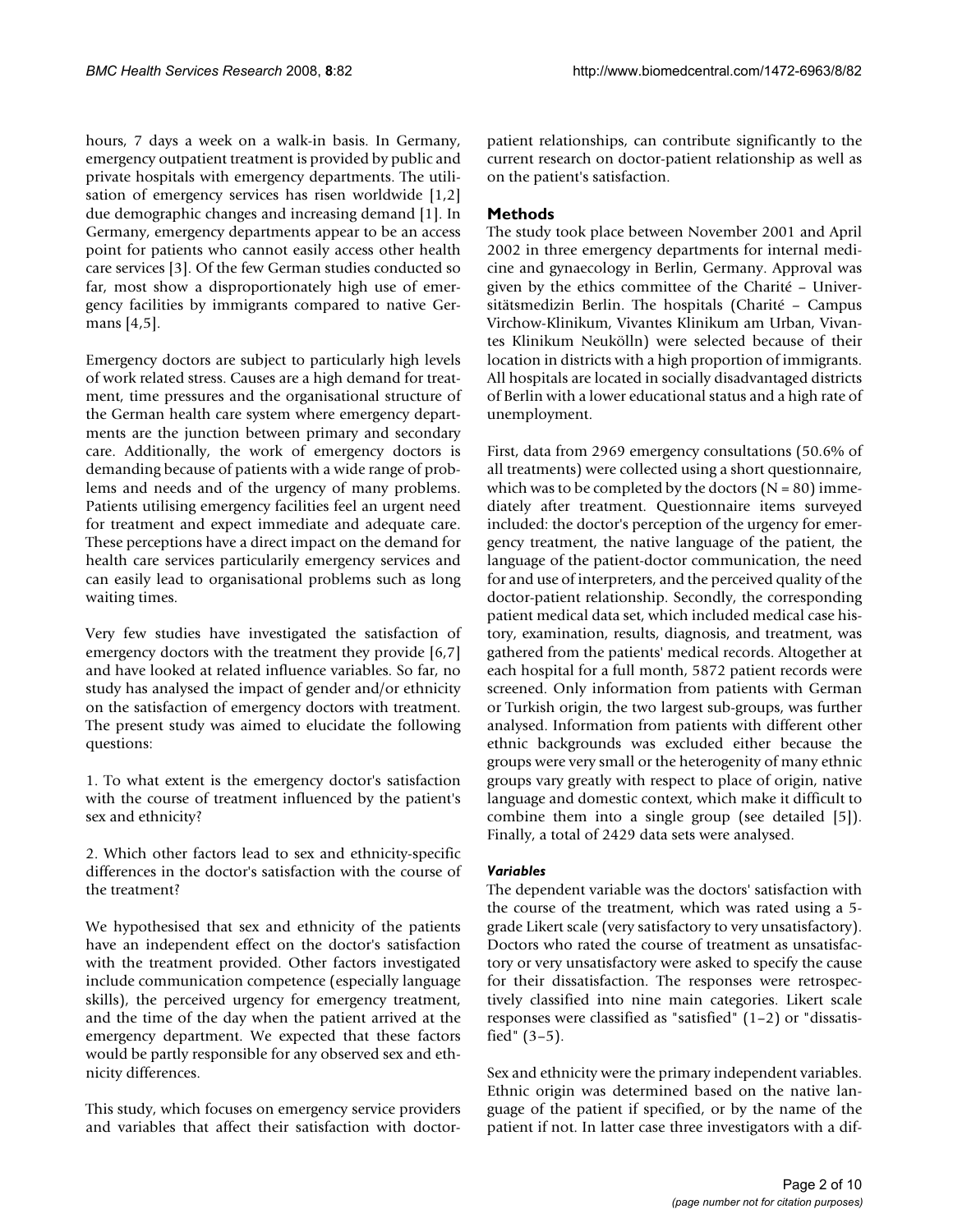hours, 7 days a week on a walk-in basis. In Germany, emergency outpatient treatment is provided by public and private hospitals with emergency departments. The utilisation of emergency services has risen worldwide [1,2] due demographic changes and increasing demand [1]. In Germany, emergency departments appear to be an access point for patients who cannot easily access other health care services [3]. Of the few German studies conducted so far, most show a disproportionately high use of emergency facilities by immigrants compared to native Germans [4,5].

Emergency doctors are subject to particularly high levels of work related stress. Causes are a high demand for treatment, time pressures and the organisational structure of the German health care system where emergency departments are the junction between primary and secondary care. Additionally, the work of emergency doctors is demanding because of patients with a wide range of problems and needs and of the urgency of many problems. Patients utilising emergency facilities feel an urgent need for treatment and expect immediate and adequate care. These perceptions have a direct impact on the demand for health care services particularily emergency services and can easily lead to organisational problems such as long waiting times.

Very few studies have investigated the satisfaction of emergency doctors with the treatment they provide [6,7] and have looked at related influence variables. So far, no study has analysed the impact of gender and/or ethnicity on the satisfaction of emergency doctors with treatment. The present study was aimed to elucidate the following questions:

1. To what extent is the emergency doctor's satisfaction with the course of treatment influenced by the patient's sex and ethnicity?

2. Which other factors lead to sex and ethnicity-specific differences in the doctor's satisfaction with the course of the treatment?

We hypothesised that sex and ethnicity of the patients have an independent effect on the doctor's satisfaction with the treatment provided. Other factors investigated include communication competence (especially language skills), the perceived urgency for emergency treatment, and the time of the day when the patient arrived at the emergency department. We expected that these factors would be partly responsible for any observed sex and ethnicity differences.

This study, which focuses on emergency service providers and variables that affect their satisfaction with doctor-patient relationships, can contribute significantly to the current research on doctor-patient relationship as well as on the patient's satisfaction.

## Methods

The study took place between November 2001 and April 2002 in three emergency departments for internal medicine and gynaecology in Berlin, Germany. Approval was given by the ethics committee of the Charité – Universitätsmedizin Berlin. The hospitals (Charité – Campus Virchow-Klinikum, Vivantes Klinikum am Urban, Vivantes Klinikum Neukölln) were selected because of their location in districts with a high proportion of immigrants. All hospitals are located in socially disadvantaged districts of Berlin with a lower educational status and a high rate of unemployment.

First, data from 2969 emergency consultations (50.6% of all treatments) were collected using a short questionnaire, which was to be completed by the doctors (N = 80) immediately after treatment. Questionnaire items surveyed included: the doctor's perception of the urgency for emergency treatment, the native language of the patient, the language of the patient-doctor communication, the need for and use of interpreters, and the perceived quality of the doctor-patient relationship. Secondly, the corresponding patient medical data set, which included medical case history, examination, results, diagnosis, and treatment, was gathered from the patients' medical records. Altogether at each hospital for a full month, 5872 patient records were screened. Only information from patients with German or Turkish origin, the two largest sub-groups, was further analysed. Information from patients with different other ethnic backgrounds was excluded either because the groups were very small or the heterogenity of many ethnic groups vary greatly with respect to place of origin, native language and domestic context, which make it difficult to combine them into a single group (see detailed [5]). Finally, a total of 2429 data sets were analysed.

### *Variables*

The dependent variable was the doctors' satisfaction with the course of the treatment, which was rated using a 5-grade Likert scale (very satisfactory to very unsatisfactory). Doctors who rated the course of treatment as unsatisfactory or very unsatisfactory were asked to specify the cause for their dissatisfaction. The responses were retrospectively classified into nine main categories. Likert scale responses were classified as "satisfied" (1–2) or "dissatisfied" (3–5).

Sex and ethnicity were the primary independent variables. Ethnic origin was determined based on the native language of the patient if specified, or by the name of the patient if not. In latter case three investigators with a dif-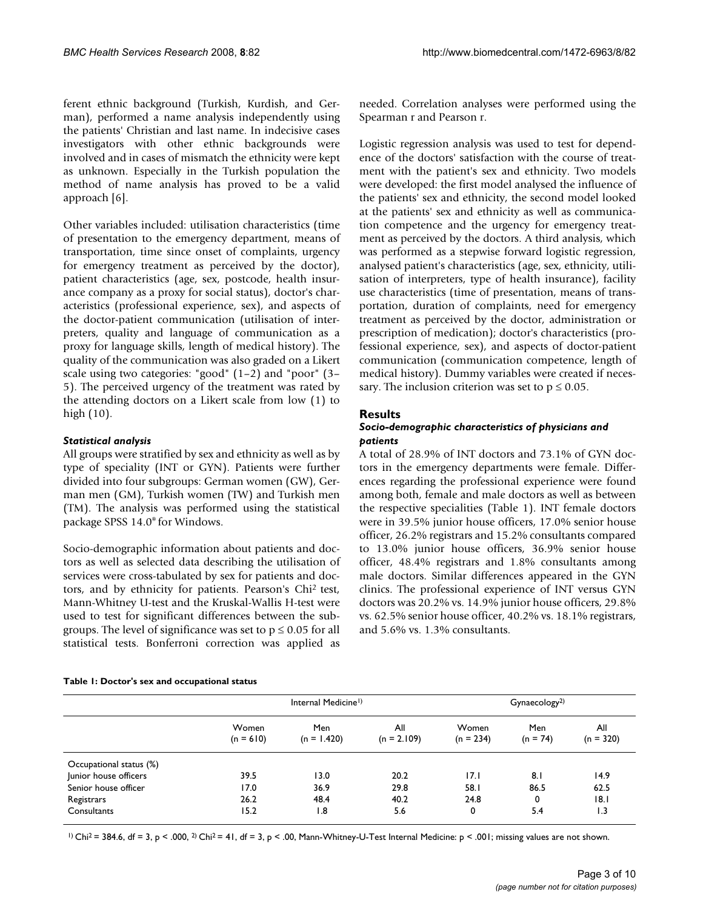ferent ethnic background (Turkish, Kurdish, and German), performed a name analysis independently using the patients' Christian and last name. In indecisive cases investigators with other ethnic backgrounds were involved and in cases of mismatch the ethnicity were kept as unknown. Especially in the Turkish population the method of name analysis has proved to be a valid approach [6].

Other variables included: utilisation characteristics (time of presentation to the emergency department, means of transportation, time since onset of complaints, urgency for emergency treatment as perceived by the doctor), patient characteristics (age, sex, postcode, health insurance company as a proxy for social status), doctor's characteristics (professional experience, sex), and aspects of the doctor-patient communication (utilisation of interpreters, quality and language of communication as a proxy for language skills, length of medical history). The quality of the communication was also graded on a Likert scale using two categories: "good" (1–2) and "poor" (3–5). The perceived urgency of the treatment was rated by the attending doctors on a Likert scale from low (1) to high (10).

### *Statistical analysis*

All groups were stratified by sex and ethnicity as well as by type of speciality (INT or GYN). Patients were further divided into four subgroups: German women (GW), German men (GM), Turkish women (TW) and Turkish men (TM). The analysis was performed using the statistical package SPSS 14.0® for Windows.

Socio-demographic information about patients and doctors as well as selected data describing the utilisation of services were cross-tabulated by sex for patients and doctors, and by ethnicity for patients. Pearson's $Chi^2$ test, Mann-Whitney U-test and the Kruskal-Wallis H-test were used to test for significant differences between the subgroups. The level of significance was set to $p \leq 0.05$ for all statistical tests. Bonferroni correction was applied as needed. Correlation analyses were performed using the Spearman r and Pearson r.

Logistic regression analysis was used to test for dependence of the doctors' satisfaction with the course of treatment with the patient's sex and ethnicity. Two models were developed: the first model analysed the influence of the patients' sex and ethnicity, the second model looked at the patients' sex and ethnicity as well as communication competence and the urgency for emergency treatment as perceived by the doctors. A third analysis, which was performed as a stepwise forward logistic regression, analysed patient's characteristics (age, sex, ethnicity, utilisation of interpreters, type of health insurance), facility use characteristics (time of presentation, means of transportation, duration of complaints, need for emergency treatment as perceived by the doctor, administration or prescription of medication); doctor's characteristics (professional experience, sex), and aspects of doctor-patient communication (communication competence, length of medical history). Dummy variables were created if necessary. The inclusion criterion was set to $p \leq 0.05$.

## Results

### *Socio-demographic characteristics of physicians and patients*

A total of 28.9% of INT doctors and 73.1% of GYN doctors in the emergency departments were female. Differences regarding the professional experience were found among both, female and male doctors as well as between the respective specialities (Table 1). INT female doctors were in 39.5% junior house officers, 17.0% senior house officer, 26.2% registrars and 15.2% consultants compared to 13.0% junior house officers, 36.9% senior house officer, 48.4% registrars and 1.8% consultants among male doctors. Similar differences appeared in the GYN clinics. The professional experience of INT versus GYN doctors was 20.2% vs. 14.9% junior house officers, 29.8% vs. 62.5% senior house officer, 40.2% vs. 18.1% registrars, and 5.6% vs. 1.3% consultants.

**Table 1: Doctor's sex and occupational status**

| | Internal Medicine[1] | | | Gynaecology[2] | | |
|---|---|---|---|---|---|---|
| | Women (n = 610) | Men (n = 1.420) | All (n = 2.109) | Women (n = 234) | Men (n = 74) | All (n = 320) |
| Occupational status (%) | | | | | | |
| Junior house officers | 39.5 | 13.0 | 20.2 | 17.1 | 8.1 | 14.9 |
| Senior house officer | 17.0 | 36.9 | 29.8 | 58.1 | 86.5 | 62.5 |
| Registrars | 26.2 | 48.4 | 40.2 | 24.8 | 0 | 18.1 |
| Consultants | 15.2 | 1.8 | 5.6 | 0 | 5.4 | 1.3 |

[1] $Chi^2 = 384.6$, df = 3, p < .000, [2] $Chi^2 = 41$, df = 3, p < .00, Mann-Whitney-U-Test Internal Medicine: p < .001; missing values are not shown.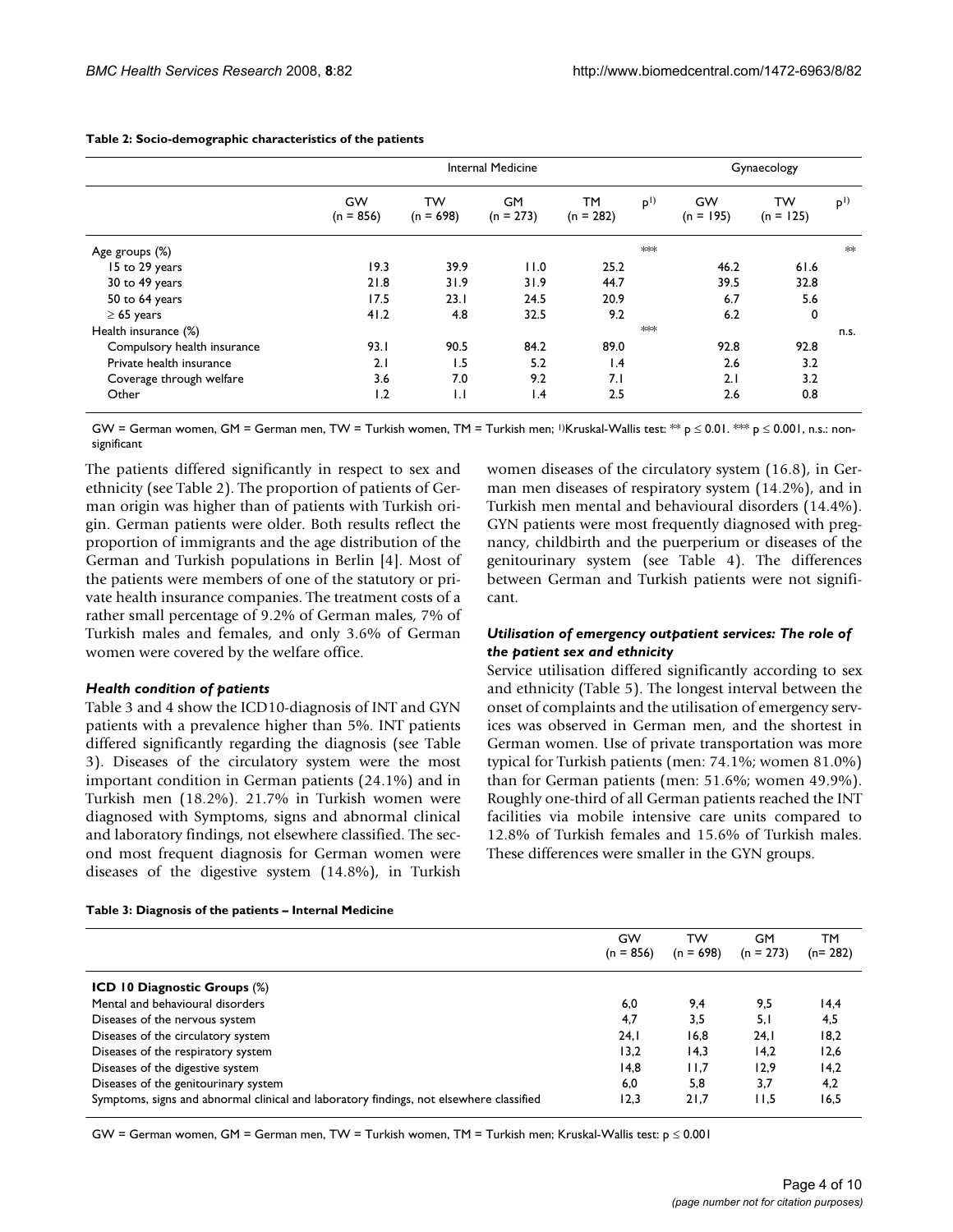**Table 2: Socio-demographic characteristics of the patients**

| | Internal Medicine | | | | | Gynaecology | | |
|---|---|---|---|---|---|---|---|---|
| | GW (n = 856) | TW (n = 698) | GM (n = 273) | TM (n = 282) | p[1)] | GW (n = 195) | TW (n = 125) | p[1)] |
| Age groups (%) | | | | | *** | | | ** |
| 15 to 29 years | 19.3 | 39.9 | 11.0 | 25.2 | | 46.2 | 61.6 | |
| 30 to 49 years | 21.8 | 31.9 | 31.9 | 44.7 | | 39.5 | 32.8 | |
| 50 to 64 years | 17.5 | 23.1 | 24.5 | 20.9 | | 6.7 | 5.6 | |
| ≥ 65 years | 41.2 | 4.8 | 32.5 | 9.2 | | 6.2 | 0 | |
| Health insurance (%) | | | | | *** | | | n.s. |
| Compulsory health insurance | 93.1 | 90.5 | 84.2 | 89.0 | | 92.8 | 92.8 | |
| Private health insurance | 2.1 | 1.5 | 5.2 | 1.4 | | 2.6 | 3.2 | |
| Coverage through welfare | 3.6 | 7.0 | 9.2 | 7.1 | | 2.1 | 3.2 | |
| Other | 1.2 | 1.1 | 1.4 | 2.5 | | 2.6 | 0.8 | |

GW = German women, GM = German men, TW = Turkish women, TM = Turkish men; [1)]Kruskal-Wallis test: ** $p \leq 0.01$. *** $p \leq 0.001$, n.s.: non-significant

The patients differed significantly in respect to sex and ethnicity (see Table 2). The proportion of patients of German origin was higher than of patients with Turkish origin. German patients were older. Both results reflect the proportion of immigrants and the age distribution of the German and Turkish populations in Berlin [4]. Most of the patients were members of one of the statutory or private health insurance companies. The treatment costs of a rather small percentage of 9.2% of German males, 7% of Turkish males and females, and only 3.6% of German women were covered by the welfare office.

### *Health condition of patients*

Table 3 and 4 show the ICD10-diagnosis of INT and GYN patients with a prevalence higher than 5%. INT patients differed significantly regarding the diagnosis (see Table 3). Diseases of the circulatory system were the most important condition in German patients (24.1%) and in Turkish men (18.2%). 21.7% in Turkish women were diagnosed with Symptoms, signs and abnormal clinical and laboratory findings, not elsewhere classified. The second most frequent diagnosis for German women were diseases of the digestive system (14.8%), in Turkish women diseases of the circulatory system (16.8), in German men diseases of respiratory system (14.2%), and in Turkish men mental and behavioural disorders (14.4%). GYN patients were most frequently diagnosed with pregnancy, childbirth and the puerperium or diseases of the genitourinary system (see Table 4). The differences between German and Turkish patients were not significant.

### *Utilisation of emergency outpatient services: The role of the patient sex and ethnicity*

Service utilisation differed significantly according to sex and ethnicity (Table 5). The longest interval between the onset of complaints and the utilisation of emergency services was observed in German men, and the shortest in German women. Use of private transportation was more typical for Turkish patients (men: 74.1%; women 81.0%) than for German patients (men: 51.6%; women 49.9%). Roughly one-third of all German patients reached the INT facilities via mobile intensive care units compared to 12.8% of Turkish females and 15.6% of Turkish males. These differences were smaller in the GYN groups.

**Table 3: Diagnosis of the patients – Internal Medicine**

| | GW (n = 856) | TW (n = 698) | GM (n = 273) | TM (n= 282) |
|---|---|---|---|---|
| **ICD 10 Diagnostic Groups** (%) | | | | |
| Mental and behavioural disorders | 6,0 | 9,4 | 9,5 | 14,4 |
| Diseases of the nervous system | 4,7 | 3,5 | 5,1 | 4,5 |
| Diseases of the circulatory system | 24,1 | 16,8 | 24,1 | 18,2 |
| Diseases of the respiratory system | 13,2 | 14,3 | 14,2 | 12,6 |
| Diseases of the digestive system | 14,8 | 11,7 | 12,9 | 14,2 |
| Diseases of the genitourinary system | 6,0 | 5,8 | 3,7 | 4,2 |
| Symptoms, signs and abnormal clinical and laboratory findings, not elsewhere classified | 12,3 | 21,7 | 11,5 | 16,5 |

GW = German women, GM = German men, TW = Turkish women, TM = Turkish men; Kruskal-Wallis test: $p \leq 0.001$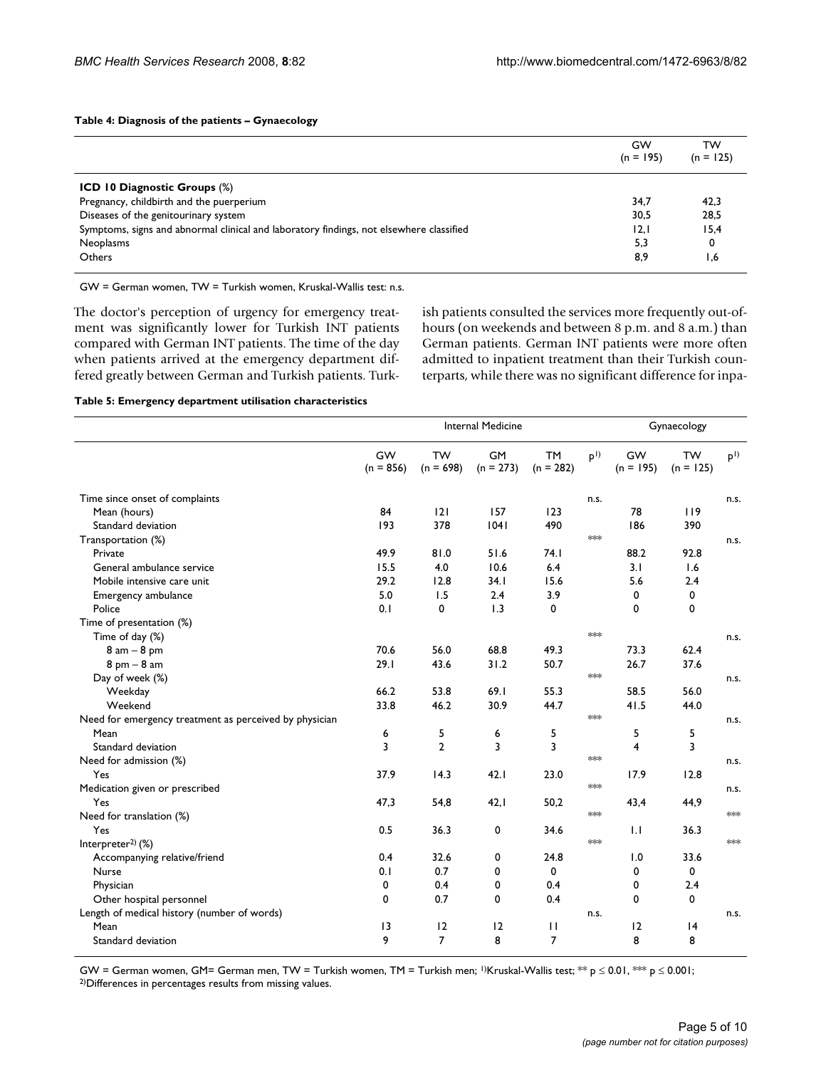**Table 4: Diagnosis of the patients – Gynaecology**

| | GW (n = 195) | TW (n = 125) |
|---|---|---|
| **ICD 10 Diagnostic Groups** (%) | | |
| Pregnancy, childbirth and the puerperium | 34,7 | 42,3 |
| Diseases of the genitourinary system | 30,5 | 28,5 |
| Symptoms, signs and abnormal clinical and laboratory findings, not elsewhere classified | 12,1 | 15,4 |
| Neoplasms | 5,3 | 0 |
| Others | 8,9 | 1,6 |

GW = German women, TW = Turkish women, Kruskal-Wallis test: n.s.

The doctor's perception of urgency for emergency treatment was significantly lower for Turkish INT patients compared with German INT patients. The time of the day when patients arrived at the emergency department differed greatly between German and Turkish patients. Turkish patients consulted the services more frequently out-of-hours (on weekends and between 8 p.m. and 8 a.m.) than German patients. German INT patients were more often admitted to inpatient treatment than their Turkish counterparts, while there was no significant difference for inpa-

**Table 5: Emergency department utilisation characteristics**

| | Internal Medicine | | | | | Gynaecology | | |
|---|---|---|---|---|---|---|---|---|
| | GW (n = 856) | TW (n = 698) | GM (n = 273) | TM (n = 282) | p[1)] | GW (n = 195) | TW (n = 125) | p[1)] |
| Time since onset of complaints | | | | | n.s. | | | n.s. |
| Mean (hours) | 84 | 121 | 157 | 123 | | 78 | 119 | |
| Standard deviation | 193 | 378 | 1041 | 490 | | 186 | 390 | |
| Transportation (%) | | | | | *** | | | n.s. |
| Private | 49.9 | 81.0 | 51.6 | 74.1 | | 88.2 | 92.8 | |
| General ambulance service | 15.5 | 4.0 | 10.6 | 6.4 | | 3.1 | 1.6 | |
| Mobile intensive care unit | 29.2 | 12.8 | 34.1 | 15.6 | | 5.6 | 2.4 | |
| Emergency ambulance | 5.0 | 1.5 | 2.4 | 3.9 | | 0 | 0 | |
| Police | 0.1 | 0 | 1.3 | 0 | | 0 | 0 | |
| Time of presentation (%) | | | | | | | | |
| Time of day (%) | | | | | *** | | | n.s. |
| 8 am – 8 pm | 70.6 | 56.0 | 68.8 | 49.3 | | 73.3 | 62.4 | |
| 8 pm – 8 am | 29.1 | 43.6 | 31.2 | 50.7 | | 26.7 | 37.6 | |
| Day of week (%) | | | | | *** | | | n.s. |
| Weekday | 66.2 | 53.8 | 69.1 | 55.3 | | 58.5 | 56.0 | |
| Weekend | 33.8 | 46.2 | 30.9 | 44.7 | | 41.5 | 44.0 | |
| Need for emergency treatment as perceived by physician | | | | | *** | | | n.s. |
| Mean | 6 | 5 | 6 | 5 | | 5 | 5 | |
| Standard deviation | 3 | 2 | 3 | 3 | | 4 | 3 | |
| Need for admission (%) | | | | | *** | | | n.s. |
| Yes | 37.9 | 14.3 | 42.1 | 23.0 | | 17.9 | 12.8 | |
| Medication given or prescribed | | | | | *** | | | n.s. |
| Yes | 47,3 | 54,8 | 42,1 | 50,2 | | 43,4 | 44,9 | |
| Need for translation (%) | | | | | *** | | | *** |
| Yes | 0.5 | 36.3 | 0 | 34.6 | | 1.1 | 36.3 | |
| Interpreter[2)] (%) | | | | | *** | | | *** |
| Accompanying relative/friend | 0.4 | 32.6 | 0 | 24.8 | | 1.0 | 33.6 | |
| Nurse | 0.1 | 0.7 | 0 | 0 | | 0 | 0 | |
| Physician | 0 | 0.4 | 0 | 0.4 | | 0 | 2.4 | |
| Other hospital personnel | 0 | 0.7 | 0 | 0.4 | | 0 | 0 | |
| Length of medical history (number of words) | | | | | n.s. | | | n.s. |
| Mean | 13 | 12 | 12 | 11 | | 12 | 14 | |
| Standard deviation | 9 | 7 | 8 | 7 | | 8 | 8 | |

GW = German women, GM= German men, TW = Turkish women, TM = Turkish men; [1)]Kruskal-Wallis test; ** $p \leq 0.01$, *** $p \leq 0.001$;
[2)]Differences in percentages results from missing values.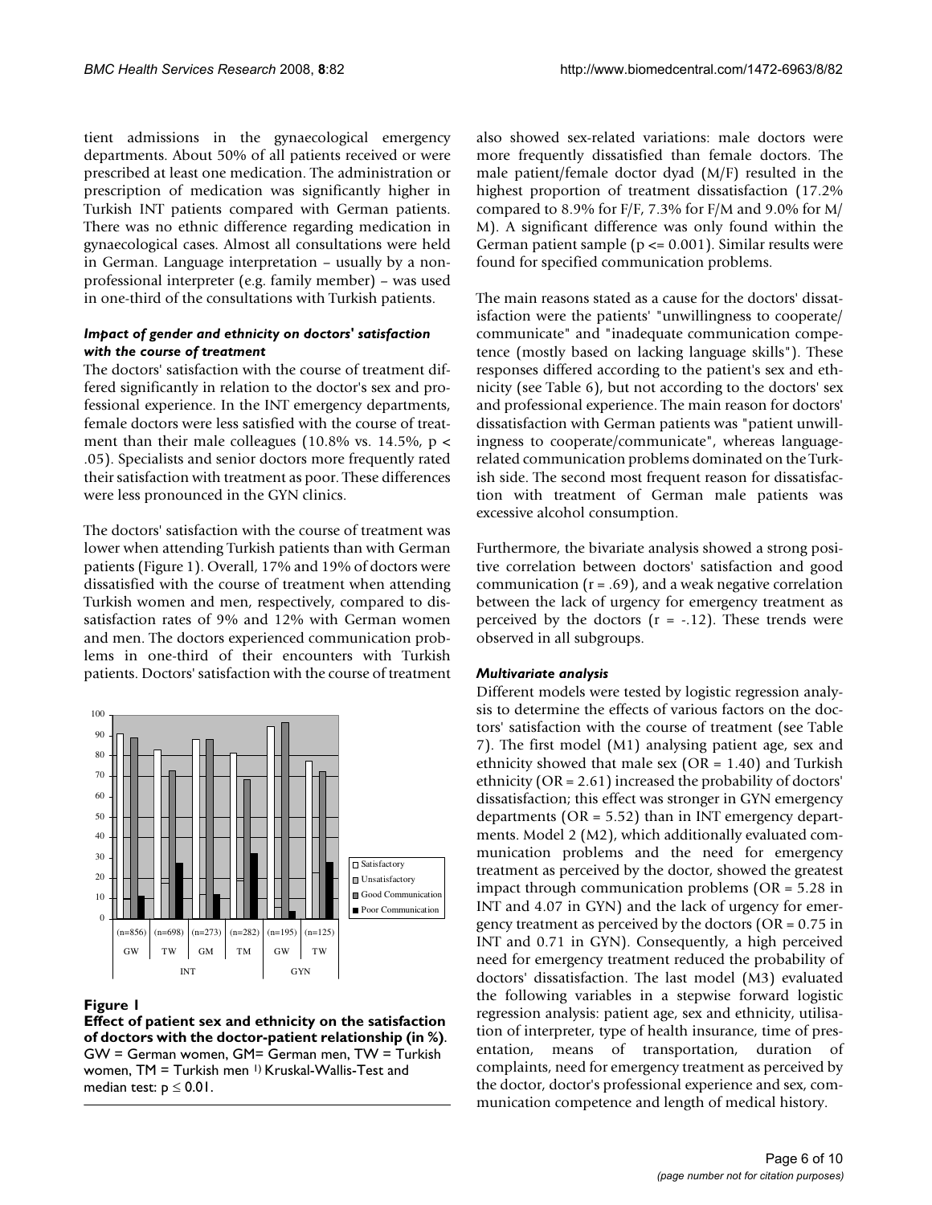tient admissions in the gynaecological emergency departments. About 50% of all patients received or were prescribed at least one medication. The administration or prescription of medication was significantly higher in Turkish INT patients compared with German patients. There was no ethnic difference regarding medication in gynaecological cases. Almost all consultations were held in German. Language interpretation – usually by a non-professional interpreter (e.g. family member) – was used in one-third of the consultations with Turkish patients.

### *Impact of gender and ethnicity on doctors' satisfaction with the course of treatment*

The doctors' satisfaction with the course of treatment differed significantly in relation to the doctor's sex and professional experience. In the INT emergency departments, female doctors were less satisfied with the course of treatment than their male colleagues (10.8% vs. 14.5%, $p < .05$). Specialists and senior doctors more frequently rated their satisfaction with treatment as poor. These differences were less pronounced in the GYN clinics.

The doctors' satisfaction with the course of treatment was lower when attending Turkish patients than with German patients (Figure 1). Overall, 17% and 19% of doctors were dissatisfied with the course of treatment when attending Turkish women and men, respectively, compared to dissatisfaction rates of 9% and 12% with German women and men. The doctors experienced communication problems in one-third of their encounters with Turkish patients. Doctors' satisfaction with the course of treatment also showed sex-related variations: male doctors were more frequently dissatisfied than female doctors. The male patient/female doctor dyad (M/F) resulted in the highest proportion of treatment dissatisfaction (17.2% compared to 8.9% for F/F, 7.3% for F/M and 9.0% for M/M). A significant difference was only found within the German patient sample ($p <= 0.001$). Similar results were found for specified communication problems.

**Figure 1**

**Effect of patient sex and ethnicity on the satisfaction of doctors with the doctor-patient relationship (in %)**. GW = German women, GM= German men, TW = Turkish women, TM = Turkish men [1)] Kruskal-Wallis-Test and median test: $p \leq 0.01$.

The main reasons stated as a cause for the doctors' dissatisfaction were the patients' "unwillingness to cooperate/communicate" and "inadequate communication competence (mostly based on lacking language skills"). These responses differed according to the patient's sex and ethnicity (see Table 6), but not according to the doctors' sex and professional experience. The main reason for doctors' dissatisfaction with German patients was "patient unwillingness to cooperate/communicate", whereas language-related communication problems dominated on the Turkish side. The second most frequent reason for dissatisfaction with treatment of German male patients was excessive alcohol consumption.

Furthermore, the bivariate analysis showed a strong positive correlation between doctors' satisfaction and good communication ($r = .69$), and a weak negative correlation between the lack of urgency for emergency treatment as perceived by the doctors ($r = -.12$). These trends were observed in all subgroups.

### *Multivariate analysis*

Different models were tested by logistic regression analysis to determine the effects of various factors on the doctors' satisfaction with the course of treatment (see Table 7). The first model (M1) analysing patient age, sex and ethnicity showed that male sex (OR = 1.40) and Turkish ethnicity (OR = 2.61) increased the probability of doctors' dissatisfaction; this effect was stronger in GYN emergency departments (OR = 5.52) than in INT emergency departments. Model 2 (M2), which additionally evaluated communication problems and the need for emergency treatment as perceived by the doctor, showed the greatest impact through communication problems (OR = 5.28 in INT and 4.07 in GYN) and the lack of urgency for emergency treatment as perceived by the doctors (OR = 0.75 in INT and 0.71 in GYN). Consequently, a high perceived need for emergency treatment reduced the probability of doctors' dissatisfaction. The last model (M3) evaluated the following variables in a stepwise forward logistic regression analysis: patient age, sex and ethnicity, utilisation of interpreter, type of health insurance, time of presentation, means of transportation, duration of complaints, need for emergency treatment as perceived by the doctor, doctor's professional experience and sex, communication competence and length of medical history.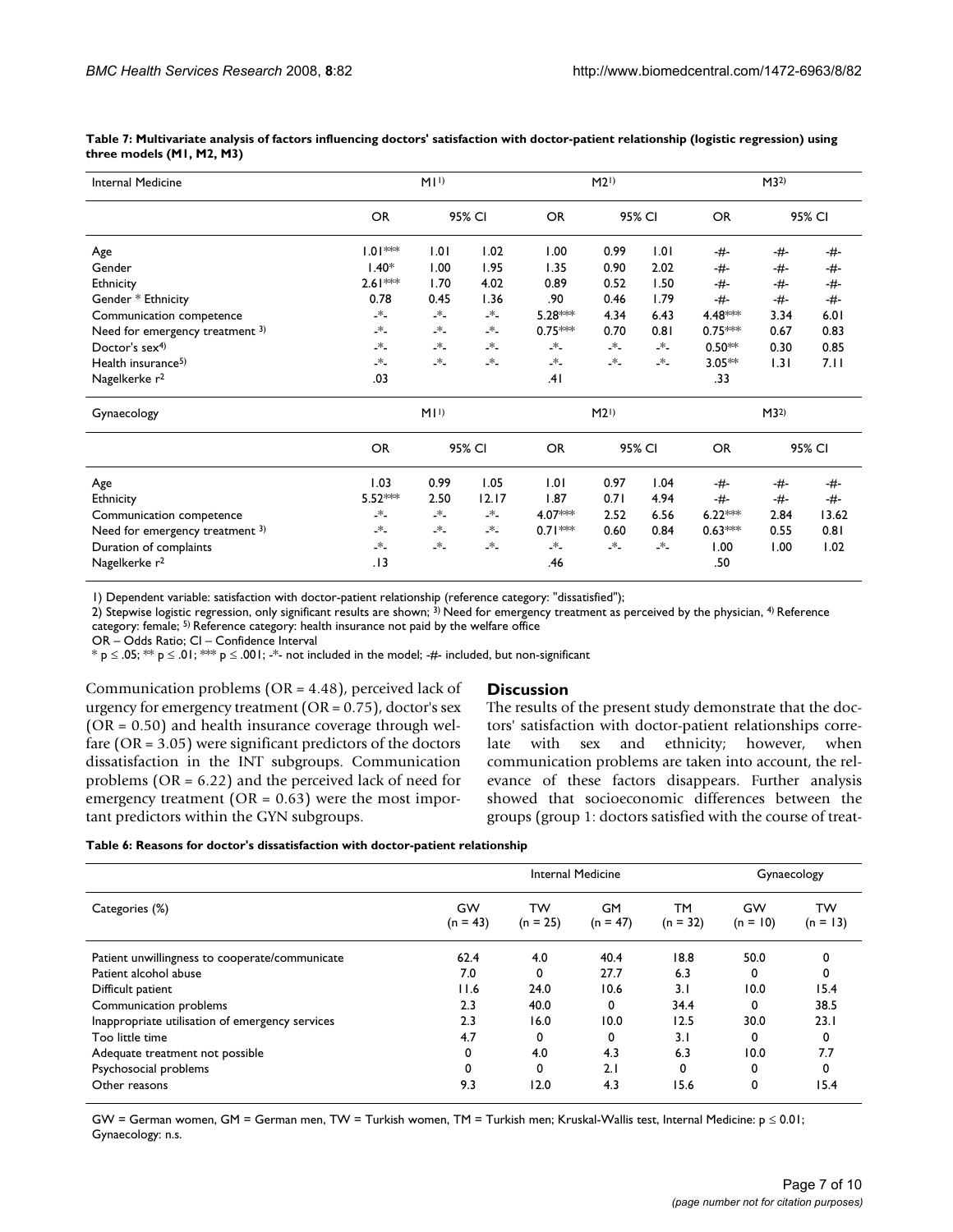**Table 7: Multivariate analysis of factors influencing doctors' satisfaction with doctor-patient relationship (logistic regression) using three models (M1, M2, M3)**

| Internal Medicine | M1[1)] | | | M2[1)] | | | M3[2)] | | |
|---|---|---|---|---|---|---|---|---|---|
| | OR | 95% CI | | OR | 95% CI | | OR | 95% CI | |
| Age | 1.01*** | 1.01 | 1.02 | 1.00 | 0.99 | 1.01 | -#- | -#- | -#- |
| Gender | 1.40* | 1.00 | 1.95 | 1.35 | 0.90 | 2.02 | -#- | -#- | -#- |
| Ethnicity | 2.61*** | 1.70 | 4.02 | 0.89 | 0.52 | 1.50 | -#- | -#- | -#- |
| Gender * Ethnicity | 0.78 | 0.45 | 1.36 | .90 | 0.46 | 1.79 | -#- | -#- | -#- |
| Communication competence | -*- | -*- | -*- | 5.28*** | 4.34 | 6.43 | 4.48*** | 3.34 | 6.01 |
| Need for emergency treatment [3)] | -*- | -*- | -*- | 0.75*** | 0.70 | 0.81 | 0.75*** | 0.67 | 0.83 |
| Doctor's sex[4)] | -*- | -*- | -*- | -*- | -*- | -*- | 0.50** | 0.30 | 0.85 |
| Health insurance[5)] | -*- | -*- | -*- | -*- | -*- | -*- | 3.05** | 1.31 | 7.11 |
| Nagelkerke $r^2$ | .03 | | | .41 | | | .33 | | |
| **Gynaecology** | M1[1)] | | | M2[1)] | | | M3[2)] | | |
| | OR | 95% CI | | OR | 95% CI | | OR | 95% CI | |
| Age | 1.03 | 0.99 | 1.05 | 1.01 | 0.97 | 1.04 | -#- | -#- | -#- |
| Ethnicity | 5.52*** | 2.50 | 12.17 | 1.87 | 0.71 | 4.94 | -#- | -#- | -#- |
| Communication competence | -*- | -*- | -*- | 4.07*** | 2.52 | 6.56 | 6.22*** | 2.84 | 13.62 |
| Need for emergency treatment [3)] | -*- | -*- | -*- | 0.71*** | 0.60 | 0.84 | 0.63*** | 0.55 | 0.81 |
| Duration of complaints | -*- | -*- | -*- | -*- | -*- | -*- | 1.00 | 1.00 | 1.02 |
| Nagelkerke $r^2$ | .13 | | | .46 | | | .50 | | |

1) Dependent variable: satisfaction with doctor-patient relationship (reference category: "dissatisfied");
2) Stepwise logistic regression, only significant results are shown; 3) Need for emergency treatment as perceived by the physician, 4) Reference category: female; 5) Reference category: health insurance not paid by the welfare office
OR – Odds Ratio; CI – Confidence Interval
* $p \leq .05$; ** $p \leq .01$; *** $p \leq .001$; -*- not included in the model; -#- included, but non-significant

Communication problems (OR = 4.48), perceived lack of urgency for emergency treatment (OR = 0.75), doctor's sex (OR = 0.50) and health insurance coverage through welfare (OR = 3.05) were significant predictors of the doctors dissatisfaction in the INT subgroups. Communication problems (OR = 6.22) and the perceived lack of need for emergency treatment (OR = 0.63) were the most important predictors within the GYN subgroups.

## Discussion

The results of the present study demonstrate that the doctors' satisfaction with doctor-patient relationships correlate with sex and ethnicity; however, when communication problems are taken into account, the relevance of these factors disappears. Further analysis showed that socioeconomic differences between the groups (group 1: doctors satisfied with the course of treat-

**Table 6: Reasons for doctor's dissatisfaction with doctor-patient relationship**

| | Internal Medicine | | | | Gynaecology | |
|---|---|---|---|---|---|---|
| Categories (%) | GW (n = 43) | TW (n = 25) | GM (n = 47) | TM (n = 32) | GW (n = 10) | TW (n = 13) |
| Patient unwillingness to cooperate/communicate | 62.4 | 4.0 | 40.4 | 18.8 | 50.0 | 0 |
| Patient alcohol abuse | 7.0 | 0 | 27.7 | 6.3 | 0 | 0 |
| Difficult patient | 11.6 | 24.0 | 10.6 | 3.1 | 10.0 | 15.4 |
| Communication problems | 2.3 | 40.0 | 0 | 34.4 | 0 | 38.5 |
| Inappropriate utilisation of emergency services | 2.3 | 16.0 | 10.0 | 12.5 | 30.0 | 23.1 |
| Too little time | 4.7 | 0 | 0 | 3.1 | 0 | 0 |
| Adequate treatment not possible | 0 | 4.0 | 4.3 | 6.3 | 10.0 | 7.7 |
| Psychosocial problems | 0 | 0 | 2.1 | 0 | 0 | 0 |
| Other reasons | 9.3 | 12.0 | 4.3 | 15.6 | 0 | 15.4 |

GW = German women, GM = German men, TW = Turkish women, TM = Turkish men; Kruskal-Wallis test, Internal Medicine: $p \leq 0.01$; Gynaecology: n.s.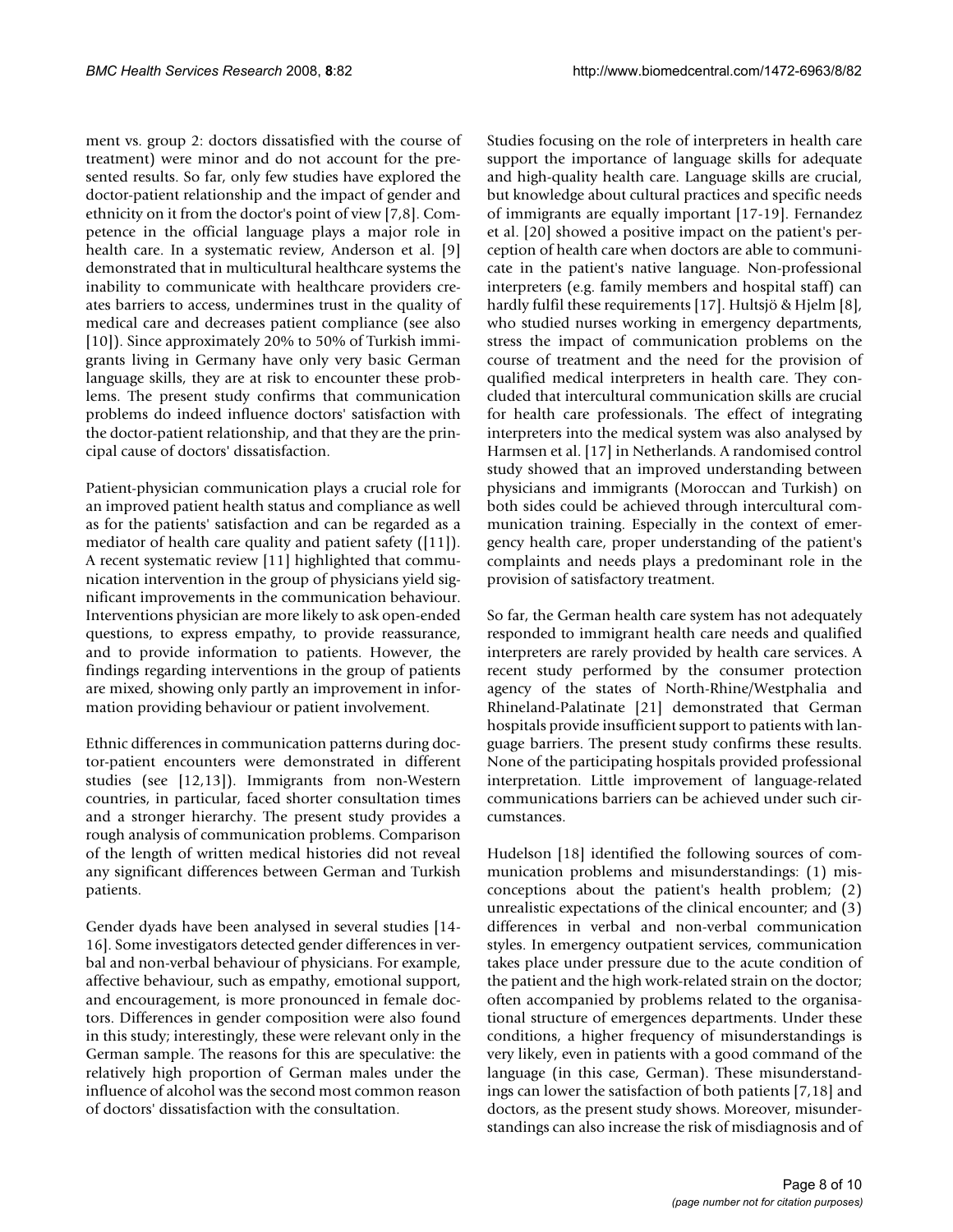ment vs. group 2: doctors dissatisfied with the course of treatment) were minor and do not account for the presented results. So far, only few studies have explored the doctor-patient relationship and the impact of gender and ethnicity on it from the doctor's point of view [7,8]. Competence in the official language plays a major role in health care. In a systematic review, Anderson et al. [9] demonstrated that in multicultural healthcare systems the inability to communicate with healthcare providers creates barriers to access, undermines trust in the quality of medical care and decreases patient compliance (see also [10]). Since approximately 20% to 50% of Turkish immigrants living in Germany have only very basic German language skills, they are at risk to encounter these problems. The present study confirms that communication problems do indeed influence doctors' satisfaction with the doctor-patient relationship, and that they are the principal cause of doctors' dissatisfaction.

Patient-physician communication plays a crucial role for an improved patient health status and compliance as well as for the patients' satisfaction and can be regarded as a mediator of health care quality and patient safety ([11]). A recent systematic review [11] highlighted that communication intervention in the group of physicians yield significant improvements in the communication behaviour. Interventions physician are more likely to ask open-ended questions, to express empathy, to provide reassurance, and to provide information to patients. However, the findings regarding interventions in the group of patients are mixed, showing only partly an improvement in information providing behaviour or patient involvement.

Ethnic differences in communication patterns during doctor-patient encounters were demonstrated in different studies (see [12,13]). Immigrants from non-Western countries, in particular, faced shorter consultation times and a stronger hierarchy. The present study provides a rough analysis of communication problems. Comparison of the length of written medical histories did not reveal any significant differences between German and Turkish patients.

Gender dyads have been analysed in several studies [14-16]. Some investigators detected gender differences in verbal and non-verbal behaviour of physicians. For example, affective behaviour, such as empathy, emotional support, and encouragement, is more pronounced in female doctors. Differences in gender composition were also found in this study; interestingly, these were relevant only in the German sample. The reasons for this are speculative: the relatively high proportion of German males under the influence of alcohol was the second most common reason of doctors' dissatisfaction with the consultation.

Studies focusing on the role of interpreters in health care support the importance of language skills for adequate and high-quality health care. Language skills are crucial, but knowledge about cultural practices and specific needs of immigrants are equally important [17-19]. Fernandez et al. [20] showed a positive impact on the patient's perception of health care when doctors are able to communicate in the patient's native language. Non-professional interpreters (e.g. family members and hospital staff) can hardly fulfil these requirements [17]. Hultsjö & Hjelm [8], who studied nurses working in emergency departments, stress the impact of communication problems on the course of treatment and the need for the provision of qualified medical interpreters in health care. They concluded that intercultural communication skills are crucial for health care professionals. The effect of integrating interpreters into the medical system was also analysed by Harmsen et al. [17] in Netherlands. A randomised control study showed that an improved understanding between physicians and immigrants (Moroccan and Turkish) on both sides could be achieved through intercultural communication training. Especially in the context of emergency health care, proper understanding of the patient's complaints and needs plays a predominant role in the provision of satisfactory treatment.

So far, the German health care system has not adequately responded to immigrant health care needs and qualified interpreters are rarely provided by health care services. A recent study performed by the consumer protection agency of the states of North-Rhine/Westphalia and Rhineland-Palatinate [21] demonstrated that German hospitals provide insufficient support to patients with language barriers. The present study confirms these results. None of the participating hospitals provided professional interpretation. Little improvement of language-related communications barriers can be achieved under such circumstances.

Hudelson [18] identified the following sources of communication problems and misunderstandings: (1) misconceptions about the patient's health problem; (2) unrealistic expectations of the clinical encounter; and (3) differences in verbal and non-verbal communication styles. In emergency outpatient services, communication takes place under pressure due to the acute condition of the patient and the high work-related strain on the doctor; often accompanied by problems related to the organisational structure of emergences departments. Under these conditions, a higher frequency of misunderstandings is very likely, even in patients with a good command of the language (in this case, German). These misunderstandings can lower the satisfaction of both patients [7,18] and doctors, as the present study shows. Moreover, misunderstandings can also increase the risk of misdiagnosis and of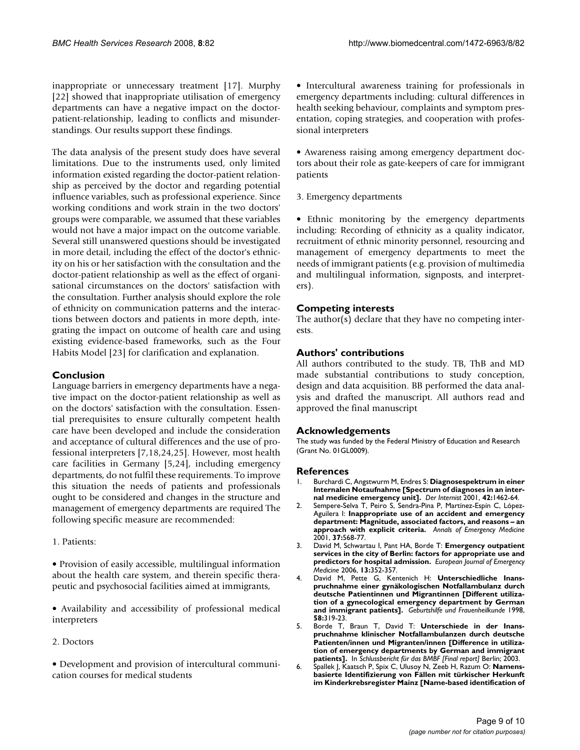inappropriate or unnecessary treatment [17]. Murphy [22] showed that inappropriate utilisation of emergency departments can have a negative impact on the doctor-patient-relationship, leading to conflicts and misunderstandings. Our results support these findings.

The data analysis of the present study does have several limitations. Due to the instruments used, only limited information existed regarding the doctor-patient relationship as perceived by the doctor and regarding potential influence variables, such as professional experience. Since working conditions and work strain in the two doctors' groups were comparable, we assumed that these variables would not have a major impact on the outcome variable. Several still unanswered questions should be investigated in more detail, including the effect of the doctor's ethnicity on his or her satisfaction with the consultation and the doctor-patient relationship as well as the effect of organisational circumstances on the doctors' satisfaction with the consultation. Further analysis should explore the role of ethnicity on communication patterns and the interactions between doctors and patients in more depth, integrating the impact on outcome of health care and using existing evidence-based frameworks, such as the Four Habits Model [23] for clarification and explanation.

## Conclusion

Language barriers in emergency departments have a negative impact on the doctor-patient relationship as well as on the doctors' satisfaction with the consultation. Essential prerequisites to ensure culturally competent health care have been developed and include the consideration and acceptance of cultural differences and the use of professional interpreters [7,18,24,25]. However, most health care facilities in Germany [5,24], including emergency departments, do not fulfil these requirements. To improve this situation the needs of patients and professionals ought to be considered and changes in the structure and management of emergency departments are required The following specific measure are recommended:

1. Patients:

• Provision of easily accessible, multilingual information about the health care system, and therein specific therapeutic and psychosocial facilities aimed at immigrants,

• Availability and accessibility of professional medical interpreters

2. Doctors

• Development and provision of intercultural communication courses for medical students

• Intercultural awareness training for professionals in emergency departments including: cultural differences in health seeking behaviour, complaints and symptom presentation, coping strategies, and cooperation with professional interpreters

• Awareness raising among emergency department doctors about their role as gate-keepers of care for immigrant patients

3. Emergency departments

• Ethnic monitoring by the emergency departments including: Recording of ethnicity as a quality indicator, recruitment of ethnic minority personnel, resourcing and management of emergency departments to meet the needs of immigrant patients (e.g. provision of multimedia and multilingual information, signposts, and interpreters).

## Competing interests

The author(s) declare that they have no competing interests.

## Authors' contributions

All authors contributed to the study. TB, ThB and MD made substantial contributions to study conception, design and data acquisition. BB performed the data analysis and drafted the manuscript. All authors read and approved the final manuscript

## Acknowledgements

The study was funded by the Federal Ministry of Education and Research (Grant No. 01GL0009).

## References

1. Burchardi C, Angstwurm M, Endres S: **Diagnosespektrum in einer Internalen Notaufnahme [Spectrum of diagnoses in an internal medicine emergency unit].** *Der Internist* 2001, **42:**1462-64.
2. Sempere-Selva T, Peiro S, Sendra-Pina P, Martínez-Espín C, López-Aguilera I: **Inappropriate use of an accident and emergency department: Magnitude, associated factors, and reasons – an approach with explicit criteria.** *Annals of Emergency Medicine* 2001, **37:**568-77.
3. David M, Schwartau I, Pant HA, Borde T: **Emergency outpatient services in the city of Berlin: factors for appropriate use and predictors for hospital admission.** *European Journal of Emergency Medicine* 2006, **13:**352-357.
4. David M, Pette G, Kentenich H: **Unterschiedliche Inanspruchnahme einer gynäkologischen Notfallambulanz durch deutsche Patientinnen und Migrantinnen [Different utilization of a gynecological emergency department by German and immigrant patients].** *Geburtshilfe und Frauenheilkunde* 1998, **58:**319-23.
5. Borde T, Braun T, David T: **Unterschiede in der Inanspruchnahme klinischer Notfallambulanzen durch deutsche Patienten/innen und Migranten/innen [Difference in utilization of emergency departments by German and immigrant patients].** In *Schlussbericht für das BMBF [Final report]* Berlin; 2003.
6. Spallek J, Kaatsch P, Spix C, Ulusoy N, Zeeb H, Razum O: **Namensbasierte Identifizierung von Fällen mit türkischer Herkunft im Kinderkrebsregister Mainz [Name-based identification of**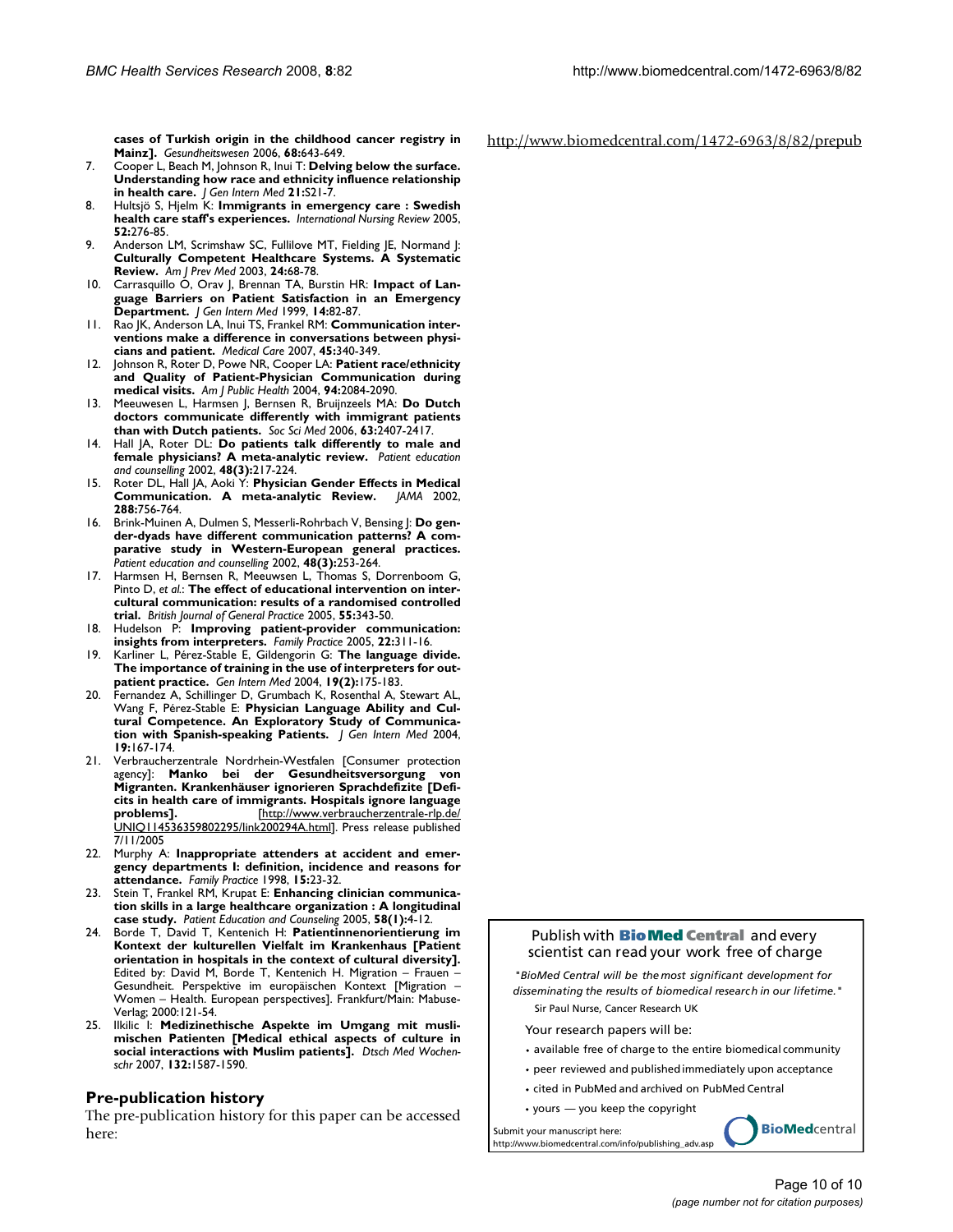cases of Turkish origin in the childhood cancer registry in Mainz]. *Gesundheitswesen* 2006, **68:**643-649.
7. Cooper L, Beach M, Johnson R, Inui T: **Delving below the surface. Understanding how race and ethnicity influence relationship in health care.** *J Gen Intern Med* **21:**S21-7.
8. Hultsjö S, Hjelm K: **Immigrants in emergency care : Swedish health care staff's experiences.** *International Nursing Review* 2005, **52:**276-85.
9. Anderson LM, Scrimshaw SC, Fullilove MT, Fielding JE, Normand J: **Culturally Competent Healthcare Systems. A Systematic Review.** *Am J Prev Med* 2003, **24:**68-78.
10. Carrasquillo O, Orav J, Brennan TA, Burstin HR: **Impact of Language Barriers on Patient Satisfaction in an Emergency Department.** *J Gen Intern Med* 1999, **14:**82-87.
11. Rao JK, Anderson LA, Inui TS, Frankel RM: **Communication interventions make a difference in conversations between physicians and patient.** *Medical Care* 2007, **45:**340-349.
12. Johnson R, Roter D, Powe NR, Cooper LA: **Patient race/ethnicity and Quality of Patient-Physician Communication during medical visits.** *Am J Public Health* 2004, **94:**2084-2090.
13. Meeuwesen L, Harmsen J, Bernsen R, Bruijnzeels MA: **Do Dutch doctors communicate differently with immigrant patients than with Dutch patients.** *Soc Sci Med* 2006, **63:**2407-2417.
14. Hall JA, Roter DL: **Do patients talk differently to male and female physicians? A meta-analytic review.** *Patient education and counselling* 2002, **48(3):**217-224.
15. Roter DL, Hall JA, Aoki Y: **Physician Gender Effects in Medical Communication. A meta-analytic Review.** *JAMA* 2002, **288:**756-764.
16. Brink-Muinen A, Dulmen S, Messerli-Rohrbach V, Bensing J: **Do gender-dyads have different communication patterns? A comparative study in Western-European general practices.** *Patient education and counselling* 2002, **48(3):**253-264.
17. Harmsen H, Bernsen R, Meeuwsen L, Thomas S, Dorrenboom G, Pinto D, *et al.*: **The effect of educational intervention on intercultural communication: results of a randomised controlled trial.** *British Journal of General Practice* 2005, **55:**343-50.
18. Hudelson P: **Improving patient-provider communication: insights from interpreters.** *Family Practice* 2005, **22:**311-16.
19. Karliner L, Pérez-Stable E, Gildengorin G: **The language divide. The importance of training in the use of interpreters for outpatient practice.** *Gen Intern Med* 2004, **19(2):**175-183.
20. Fernandez A, Schillinger D, Grumbach K, Rosenthal A, Stewart AL, Wang F, Pérez-Stable E: **Physician Language Ability and Cultural Competence. An Exploratory Study of Communication with Spanish-speaking Patients.** *J Gen Intern Med* 2004, **19:**167-174.
21. Verbraucherzentrale Nordrhein-Westfalen [Consumer protection agency]: **Manko bei der Gesundheitsversorgung von Migranten. Krankenhäuser ignorieren Sprachdefizite [Deficits in health care of immigrants. Hospitals ignore language problems].** [http://www.verbraucherzentrale-rlp.de/UNIQ114536359802295/link200294A.html]. Press release published 7/11/2005
22. Murphy A: **Inappropriate attenders at accident and emergency departments I: definition, incidence and reasons for attendance.** *Family Practice* 1998, **15:**23-32.
23. Stein T, Frankel RM, Krupat E: **Enhancing clinician communication skills in a large healthcare organization : A longitudinal case study.** *Patient Education and Counseling* 2005, **58(1):**4-12.
24. Borde T, David T, Kentenich H: **Patientinnenorientierung im Kontext der kulturellen Vielfalt im Krankenhaus [Patient orientation in hospitals in the context of cultural diversity].** Edited by: David M, Borde T, Kentenich H. Migration – Frauen – Gesundheit. Perspektive im europäischen Kontext [Migration – Women – Health. European perspectives]. Frankfurt/Main: Mabuse-Verlag; 2000:121-54.
25. Ilkilic I: **Medizinethische Aspekte im Umgang mit muslimischen Patienten [Medical ethical aspects of culture in social interactions with Muslim patients].** *Dtsch Med Wochenschr* 2007, **132:**1587-1590.

## Pre-publication history

The pre-publication history for this paper can be accessed here:

http://www.biomedcentral.com/1472-6963/8/82/prepub

Publish with **BioMed Central** and every scientist can read your work free of charge

*"BioMed Central will be the most significant development for disseminating the results of biomedical research in our lifetime."*

Sir Paul Nurse, Cancer Research UK

Your research papers will be:

- available free of charge to the entire biomedical community
- peer reviewed and published immediately upon acceptance
- cited in PubMed and archived on PubMed Central
- yours — you keep the copyright

Submit your manuscript here:
http://www.biomedcentral.com/info/publishing_adv.asp

BioMedcentral